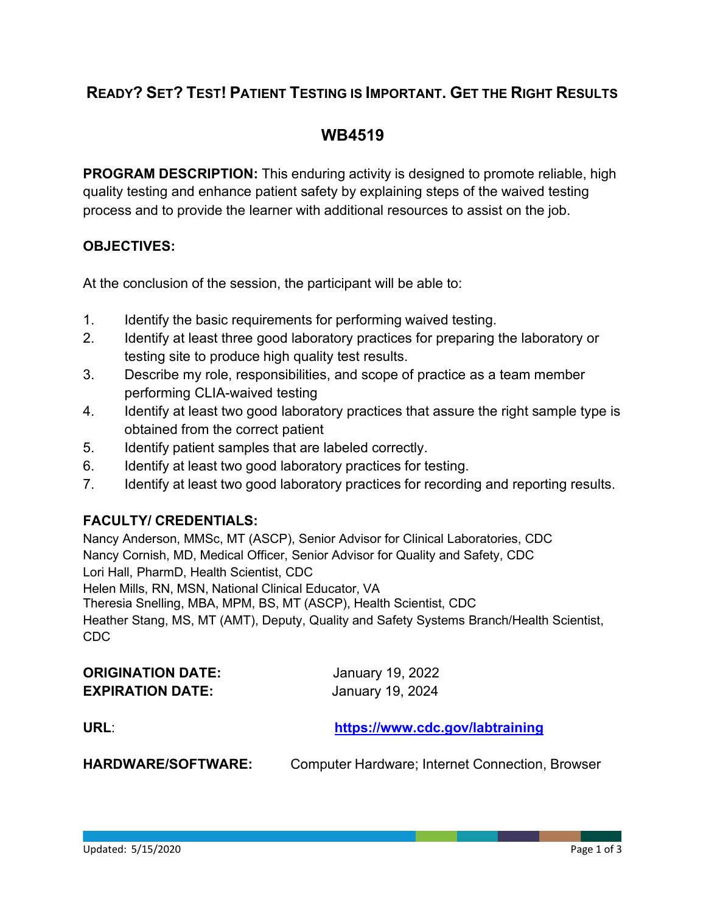# READY? SET? TEST! PATIENT TESTING IS IMPORTANT. GET THE RIGHT RESULTS

## WB4519

**PROGRAM DESCRIPTION:** This enduring activity is designed to promote reliable, high quality testing and enhance patient safety by explaining steps of the waived testing process and to provide the learner with additional resources to assist on the job.

**OBJECTIVES:**

At the conclusion of the session, the participant will be able to:

1. Identify the basic requirements for performing waived testing.
2. Identify at least three good laboratory practices for preparing the laboratory or testing site to produce high quality test results.
3. Describe my role, responsibilities, and scope of practice as a team member performing CLIA-waived testing
4. Identify at least two good laboratory practices that assure the right sample type is obtained from the correct patient
5. Identify patient samples that are labeled correctly.
6. Identify at least two good laboratory practices for testing.
7. Identify at least two good laboratory practices for recording and reporting results.

**FACULTY/ CREDENTIALS:**

Nancy Anderson, MMSc, MT (ASCP), Senior Advisor for Clinical Laboratories, CDC
Nancy Cornish, MD, Medical Officer, Senior Advisor for Quality and Safety, CDC
Lori Hall, PharmD, Health Scientist, CDC
Helen Mills, RN, MSN, National Clinical Educator, VA
Theresia Snelling, MBA, MPM, BS, MT (ASCP), Health Scientist, CDC
Heather Stang, MS, MT (AMT), Deputy, Quality and Safety Systems Branch/Health Scientist, CDC

**ORIGINATION DATE:** January 19, 2022
**EXPIRATION DATE:** January 19, 2024

**URL**: https://www.cdc.gov/labtraining

**HARDWARE/SOFTWARE:** Computer Hardware; Internet Connection, Browser

Updated: 5/15/2020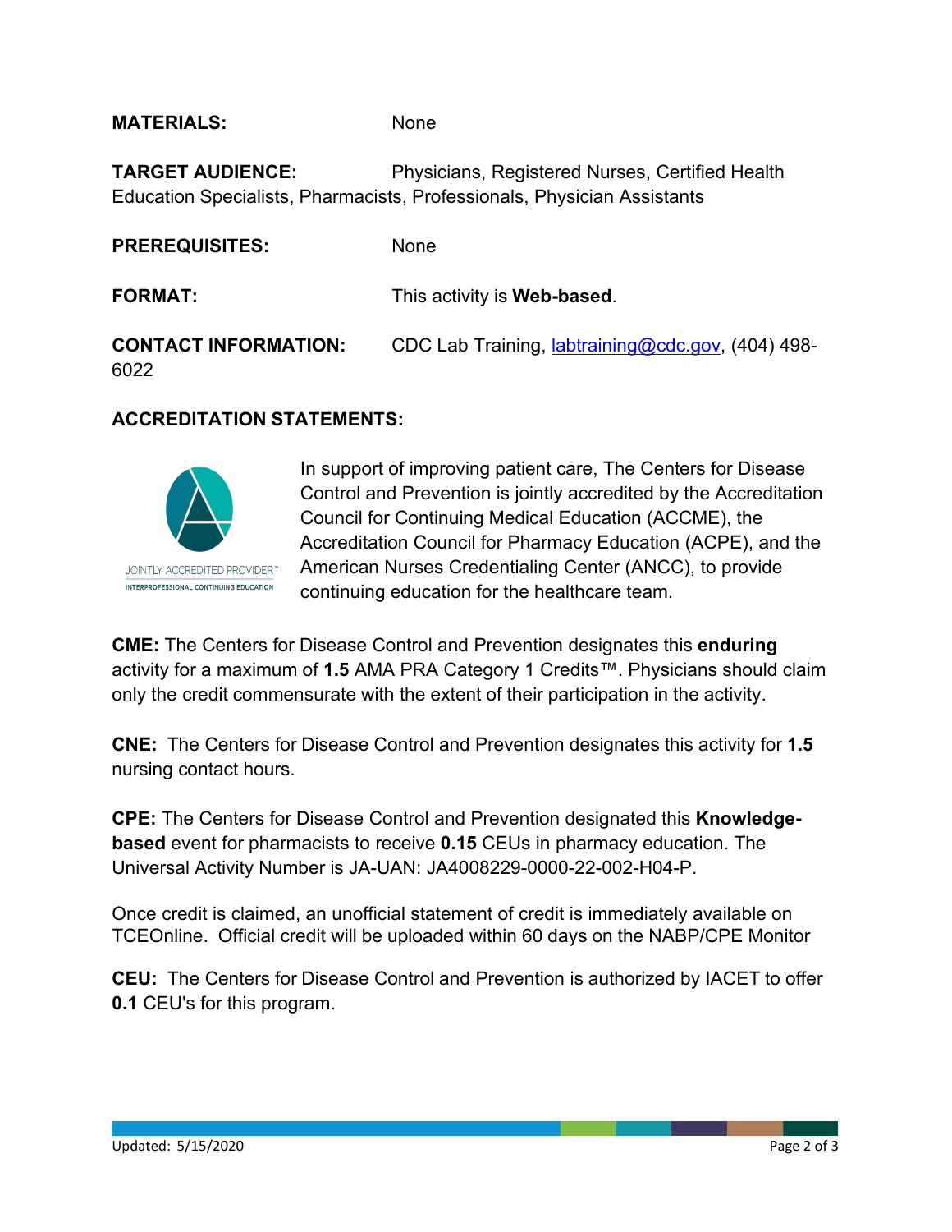**MATERIALS:** None

**TARGET AUDIENCE:** Physicians, Registered Nurses, Certified Health Education Specialists, Pharmacists, Professionals, Physician Assistants

**PREREQUISITES:** None

**FORMAT:** This activity is **Web-based**.

**CONTACT INFORMATION:** CDC Lab Training, labtraining@cdc.gov, (404) 498-6022

**ACCREDITATION STATEMENTS:**

JOINTLY ACCREDITED PROVIDER™
INTERPROFESSIONAL CONTINUING EDUCATION

In support of improving patient care, The Centers for Disease Control and Prevention is jointly accredited by the Accreditation Council for Continuing Medical Education (ACCME), the Accreditation Council for Pharmacy Education (ACPE), and the American Nurses Credentialing Center (ANCC), to provide continuing education for the healthcare team.

**CME:** The Centers for Disease Control and Prevention designates this **enduring** activity for a maximum of **1.5** AMA PRA Category 1 Credits™. Physicians should claim only the credit commensurate with the extent of their participation in the activity.

**CNE:** The Centers for Disease Control and Prevention designates this activity for **1.5** nursing contact hours.

**CPE:** The Centers for Disease Control and Prevention designated this **Knowledge-based** event for pharmacists to receive **0.15** CEUs in pharmacy education. The Universal Activity Number is JA-UAN: JA4008229-0000-22-002-H04-P.

Once credit is claimed, an unofficial statement of credit is immediately available on TCEOnline. Official credit will be uploaded within 60 days on the NABP/CPE Monitor

**CEU:** The Centers for Disease Control and Prevention is authorized by IACET to offer **0.1** CEU's for this program.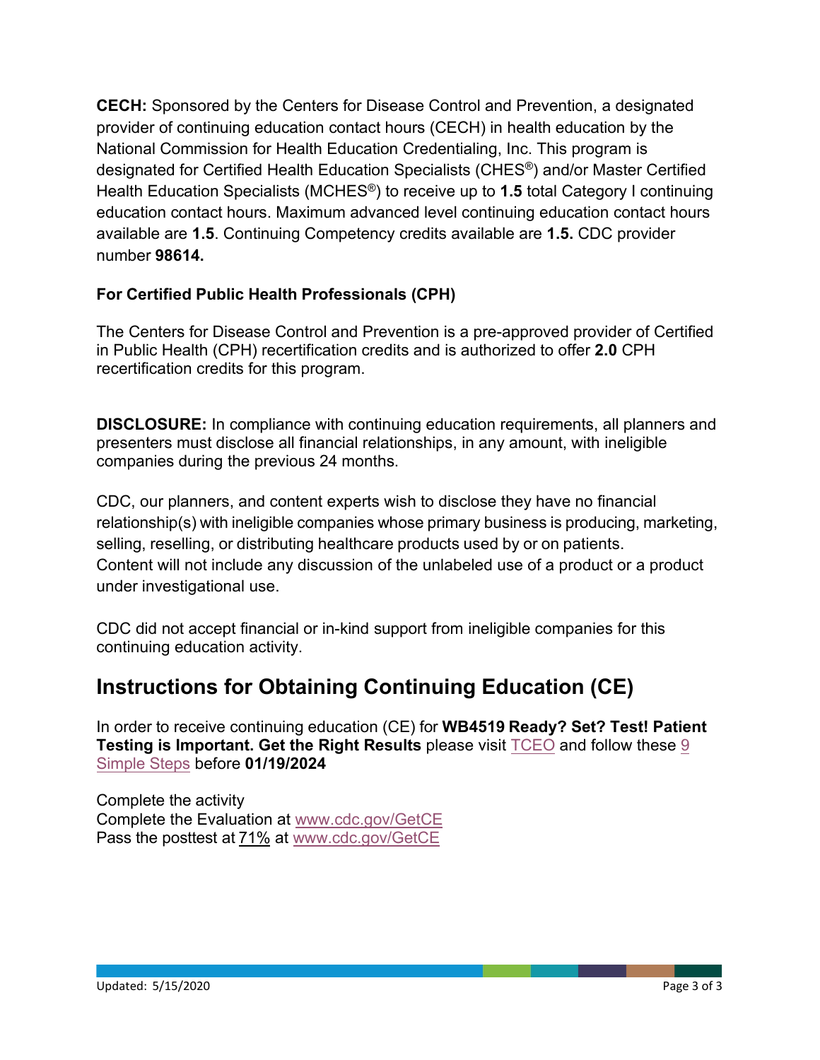**CECH:** Sponsored by the Centers for Disease Control and Prevention, a designated provider of continuing education contact hours (CECH) in health education by the National Commission for Health Education Credentialing, Inc. This program is designated for Certified Health Education Specialists (CHES®) and/or Master Certified Health Education Specialists (MCHES®) to receive up to **1.5** total Category I continuing education contact hours. Maximum advanced level continuing education contact hours available are **1.5**. Continuing Competency credits available are **1.5.** CDC provider number **98614.**

**For Certified Public Health Professionals (CPH)**

The Centers for Disease Control and Prevention is a pre-approved provider of Certified in Public Health (CPH) recertification credits and is authorized to offer **2.0** CPH recertification credits for this program.

**DISCLOSURE:** In compliance with continuing education requirements, all planners and presenters must disclose all financial relationships, in any amount, with ineligible companies during the previous 24 months.

CDC, our planners, and content experts wish to disclose they have no financial relationship(s) with ineligible companies whose primary business is producing, marketing, selling, reselling, or distributing healthcare products used by or on patients.
Content will not include any discussion of the unlabeled use of a product or a product under investigational use.

CDC did not accept financial or in-kind support from ineligible companies for this continuing education activity.

## Instructions for Obtaining Continuing Education (CE)

In order to receive continuing education (CE) for **WB4519 Ready? Set? Test! Patient Testing is Important. Get the Right Results** please visit TCEO and follow these 9 Simple Steps before **01/19/2024**

Complete the activity
Complete the Evaluation at www.cdc.gov/GetCE
Pass the posttest at 71% at www.cdc.gov/GetCE